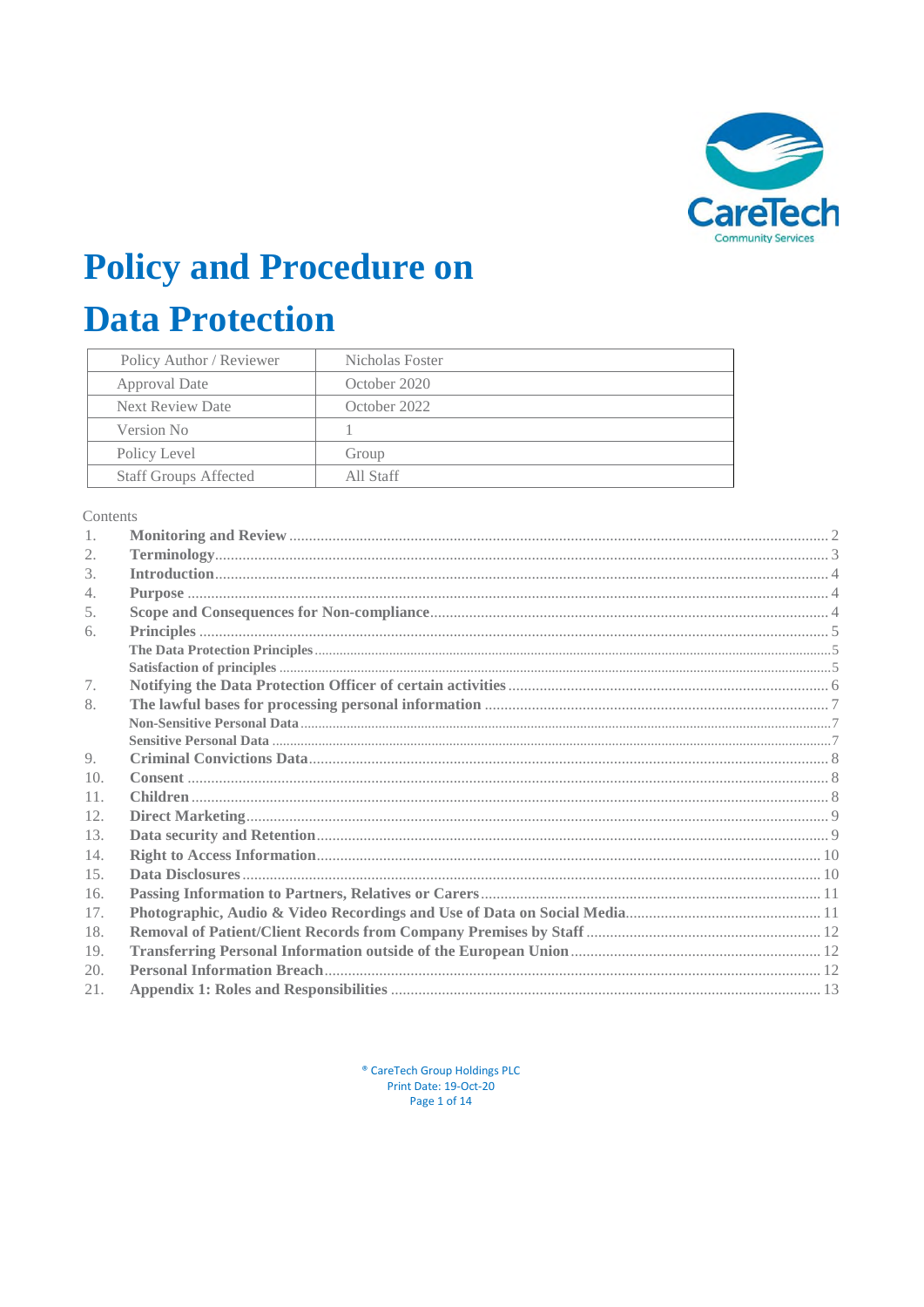# Policy and Procedure on Data Protection

| Policy Author / Reviewer | Nicholas Foster |
|---|---|
| Approval Date | October 2020 |
| Next Review Date | October 2022 |
| Version No | 1 |
| Policy Level | Group |
| Staff Groups Affected | All Staff |

Contents

1. **Monitoring and Review** ..... 2
2. **Terminology** ..... 3
3. **Introduction** ..... 4
4. **Purpose** ..... 4
5. **Scope and Consequences for Non-compliance** ..... 4
6. **Principles** ..... 5
   - **The Data Protection Principles** ..... 5
   - **Satisfaction of principles** ..... 5
7. **Notifying the Data Protection Officer of certain activities** ..... 6
8. **The lawful bases for processing personal information** ..... 7
   - **Non-Sensitive Personal Data** ..... 7
   - **Sensitive Personal Data** ..... 7
9. **Criminal Convictions Data** ..... 8
10. **Consent** ..... 8
11. **Children** ..... 8
12. **Direct Marketing** ..... 9
13. **Data security and Retention** ..... 9
14. **Right to Access Information** ..... 10
15. **Data Disclosures** ..... 10
16. **Passing Information to Partners, Relatives or Carers** ..... 11
17. **Photographic, Audio & Video Recordings and Use of Data on Social Media** ..... 11
18. **Removal of Patient/Client Records from Company Premises by Staff** ..... 12
19. **Transferring Personal Information outside of the European Union** ..... 12
20. **Personal Information Breach** ..... 12
21. **Appendix 1: Roles and Responsibilities** ..... 13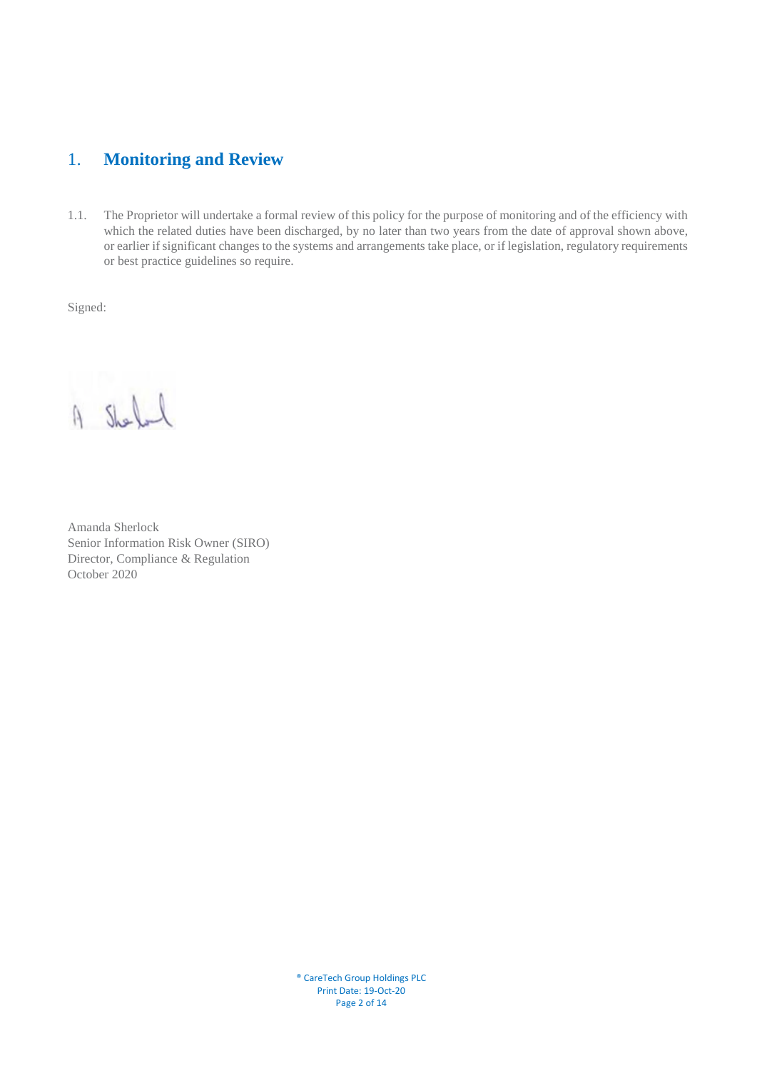## 1. Monitoring and Review

1.1. The Proprietor will undertake a formal review of this policy for the purpose of monitoring and of the efficiency with which the related duties have been discharged, by no later than two years from the date of approval shown above, or earlier if significant changes to the systems and arrangements take place, or if legislation, regulatory requirements or best practice guidelines so require.

Signed:

Amanda Sherlock
Senior Information Risk Owner (SIRO)
Director, Compliance & Regulation
October 2020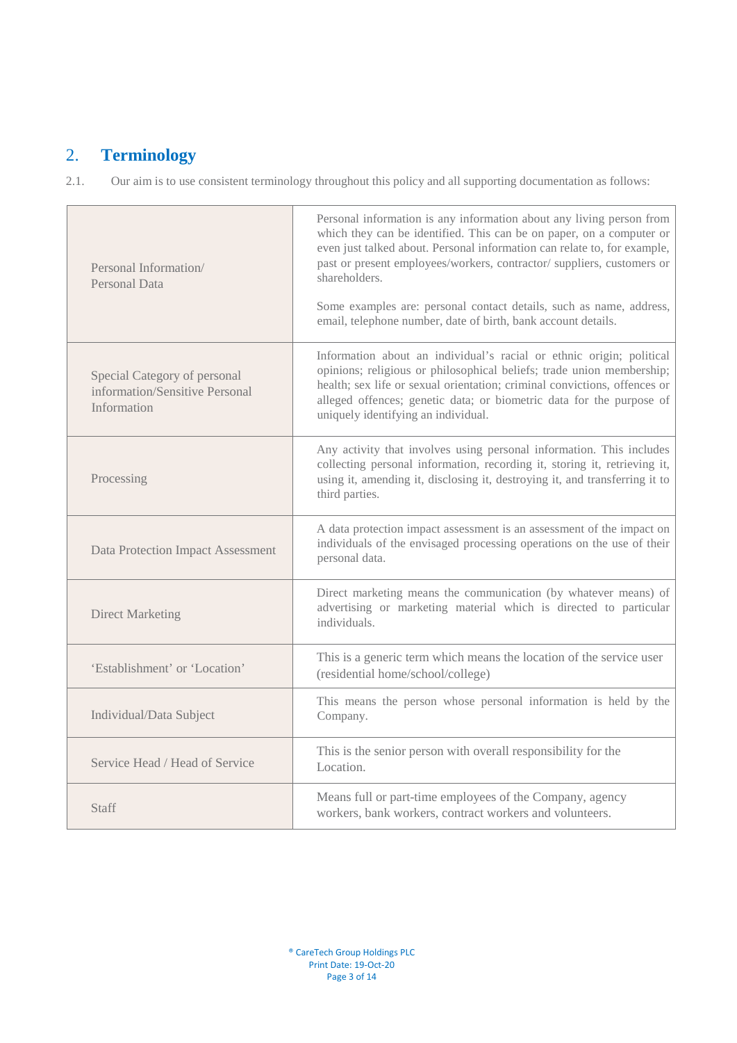## 2. Terminology

2.1. Our aim is to use consistent terminology throughout this policy and all supporting documentation as follows:

| Term | Definition |
|---|---|
| Personal Information/ Personal Data | Personal information is any information about any living person from which they can be identified. This can be on paper, on a computer or even just talked about. Personal information can relate to, for example, past or present employees/workers, contractor/ suppliers, customers or shareholders.<br><br>Some examples are: personal contact details, such as name, address, email, telephone number, date of birth, bank account details. |
| Special Category of personal information/Sensitive Personal Information | Information about an individual's racial or ethnic origin; political opinions; religious or philosophical beliefs; trade union membership; health; sex life or sexual orientation; criminal convictions, offences or alleged offences; genetic data; or biometric data for the purpose of uniquely identifying an individual. |
| Processing | Any activity that involves using personal information. This includes collecting personal information, recording it, storing it, retrieving it, using it, amending it, disclosing it, destroying it, and transferring it to third parties. |
| Data Protection Impact Assessment | A data protection impact assessment is an assessment of the impact on individuals of the envisaged processing operations on the use of their personal data. |
| Direct Marketing | Direct marketing means the communication (by whatever means) of advertising or marketing material which is directed to particular individuals. |
| 'Establishment' or 'Location' | This is a generic term which means the location of the service user (residential home/school/college) |
| Individual/Data Subject | This means the person whose personal information is held by the Company. |
| Service Head / Head of Service | This is the senior person with overall responsibility for the Location. |
| Staff | Means full or part-time employees of the Company, agency workers, bank workers, contract workers and volunteers. |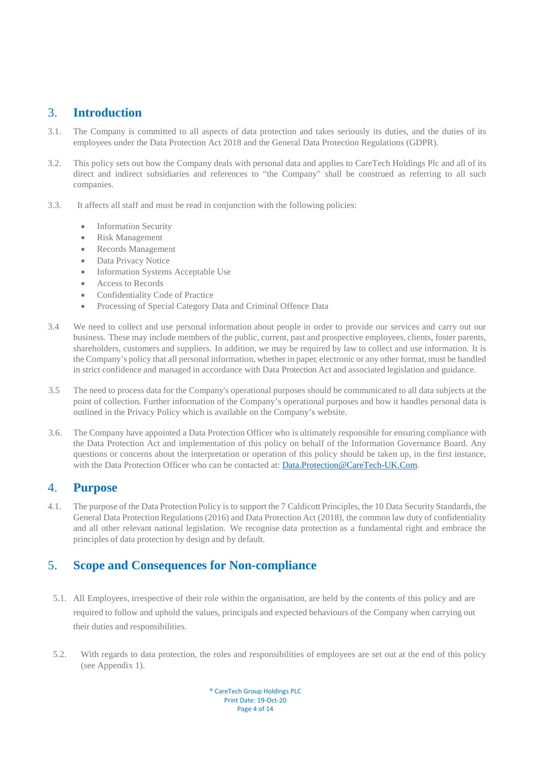## 3. Introduction

3.1. The Company is committed to all aspects of data protection and takes seriously its duties, and the duties of its employees under the Data Protection Act 2018 and the General Data Protection Regulations (GDPR).

3.2. This policy sets out how the Company deals with personal data and applies to CareTech Holdings Plc and all of its direct and indirect subsidiaries and references to "the Company" shall be construed as referring to all such companies.

3.3. It affects all staff and must be read in conjunction with the following policies:

- Information Security
- Risk Management
- Records Management
- Data Privacy Notice
- Information Systems Acceptable Use
- Access to Records
- Confidentiality Code of Practice
- Processing of Special Category Data and Criminal Offence Data

3.4 We need to collect and use personal information about people in order to provide our services and carry out our business. These may include members of the public, current, past and prospective employees, clients, foster parents, shareholders, customers and suppliers. In addition, we may be required by law to collect and use information. It is the Company's policy that all personal information, whether in paper, electronic or any other format, must be handled in strict confidence and managed in accordance with Data Protection Act and associated legislation and guidance.

3.5 The need to process data for the Company's operational purposes should be communicated to all data subjects at the point of collection. Further information of the Company's operational purposes and how it handles personal data is outlined in the Privacy Policy which is available on the Company's website.

3.6. The Company have appointed a Data Protection Officer who is ultimately responsible for ensuring compliance with the Data Protection Act and implementation of this policy on behalf of the Information Governance Board. Any questions or concerns about the interpretation or operation of this policy should be taken up, in the first instance, with the Data Protection Officer who can be contacted at: Data.Protection@CareTech-UK.Com.

## 4. Purpose

4.1. The purpose of the Data Protection Policy is to support the 7 Caldicott Principles, the 10 Data Security Standards, the General Data Protection Regulations (2016) and Data Protection Act (2018), the common law duty of confidentiality and all other relevant national legislation. We recognise data protection as a fundamental right and embrace the principles of data protection by design and by default.

## 5. Scope and Consequences for Non-compliance

5.1. All Employees, irrespective of their role within the organisation, are held by the contents of this policy and are required to follow and uphold the values, principals and expected behaviours of the Company when carrying out their duties and responsibilities.

5.2. With regards to data protection, the roles and responsibilities of employees are set out at the end of this policy (see Appendix 1).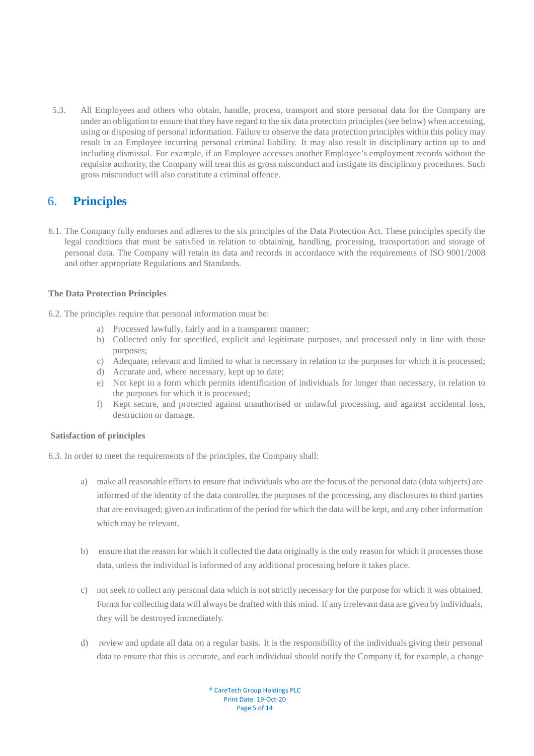5.3. All Employees and others who obtain, handle, process, transport and store personal data for the Company are under an obligation to ensure that they have regard to the six data protection principles (see below) when accessing, using or disposing of personal information. Failure to observe the data protection principles within this policy may result in an Employee incurring personal criminal liability. It may also result in disciplinary action up to and including dismissal. For example, if an Employee accesses another Employee's employment records without the requisite authority, the Company will treat this as gross misconduct and instigate its disciplinary procedures. Such gross misconduct will also constitute a criminal offence.

## 6. Principles

6.1. The Company fully endorses and adheres to the six principles of the Data Protection Act. These principles specify the legal conditions that must be satisfied in relation to obtaining, handling, processing, transportation and storage of personal data. The Company will retain its data and records in accordance with the requirements of ISO 9001/2008 and other appropriate Regulations and Standards.

**The Data Protection Principles**

6.2. The principles require that personal information must be:

a) Processed lawfully, fairly and in a transparent manner;
b) Collected only for specified, explicit and legitimate purposes, and processed only in line with those purposes;
c) Adequate, relevant and limited to what is necessary in relation to the purposes for which it is processed;
d) Accurate and, where necessary, kept up to date;
e) Not kept in a form which permits identification of individuals for longer than necessary, in relation to the purposes for which it is processed;
f) Kept secure, and protected against unauthorised or unlawful processing, and against accidental loss, destruction or damage.

**Satisfaction of principles**

6.3. In order to meet the requirements of the principles, the Company shall:

a) make all reasonable efforts to ensure that individuals who are the focus of the personal data (data subjects) are informed of the identity of the data controller, the purposes of the processing, any disclosures to third parties that are envisaged; given an indication of the period for which the data will be kept, and any other information which may be relevant.

b) ensure that the reason for which it collected the data originally is the only reason for which it processes those data, unless the individual is informed of any additional processing before it takes place.

c) not seek to collect any personal data which is not strictly necessary for the purpose for which it was obtained. Forms for collecting data will always be drafted with this mind. If any irrelevant data are given by individuals, they will be destroyed immediately.

d) review and update all data on a regular basis. It is the responsibility of the individuals giving their personal data to ensure that this is accurate, and each individual should notify the Company if, for example, a change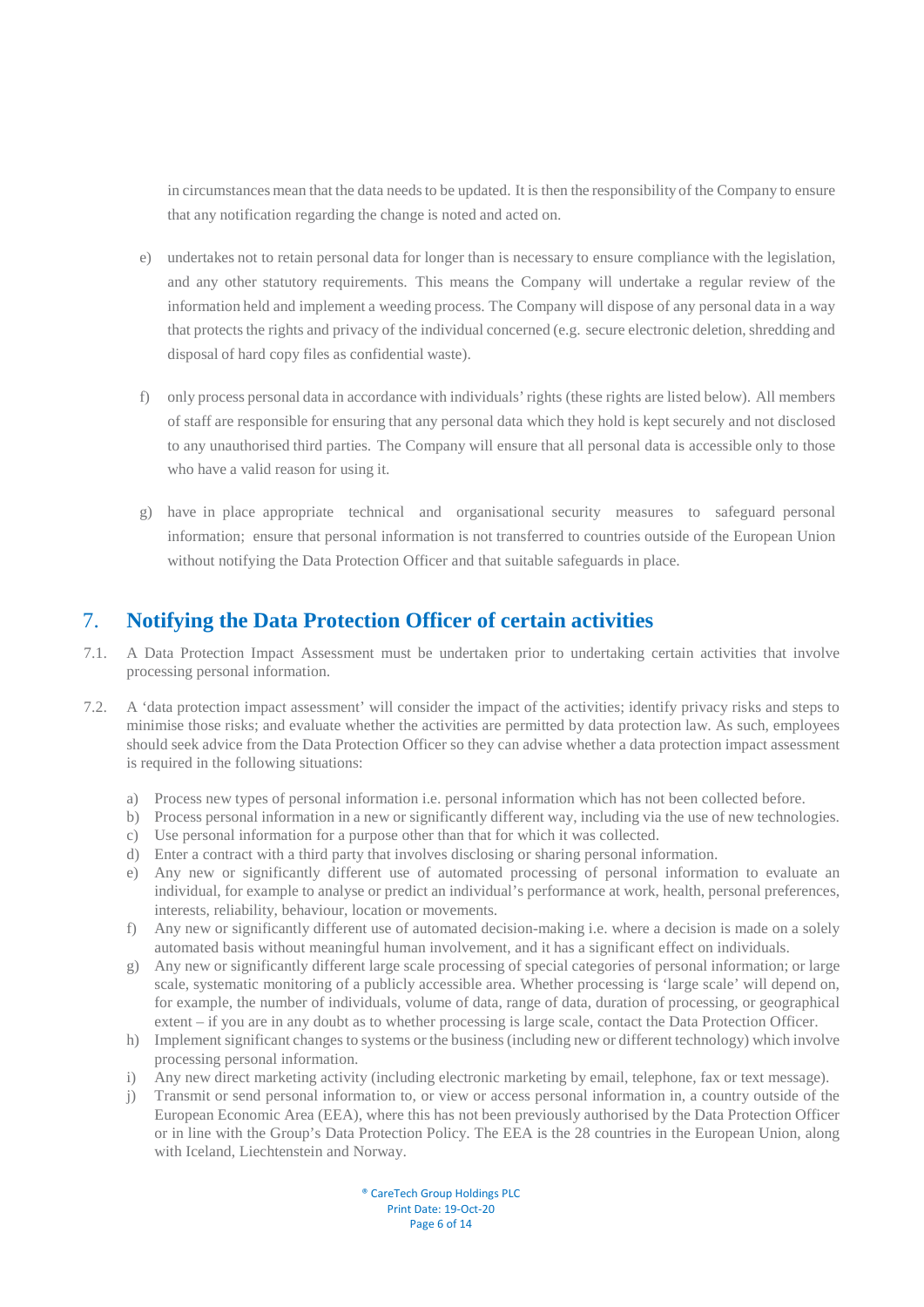in circumstances mean that the data needs to be updated. It is then the responsibility of the Company to ensure that any notification regarding the change is noted and acted on.

e) undertakes not to retain personal data for longer than is necessary to ensure compliance with the legislation, and any other statutory requirements. This means the Company will undertake a regular review of the information held and implement a weeding process. The Company will dispose of any personal data in a way that protects the rights and privacy of the individual concerned (e.g. secure electronic deletion, shredding and disposal of hard copy files as confidential waste).

f) only process personal data in accordance with individuals' rights (these rights are listed below). All members of staff are responsible for ensuring that any personal data which they hold is kept securely and not disclosed to any unauthorised third parties. The Company will ensure that all personal data is accessible only to those who have a valid reason for using it.

g) have in place appropriate technical and organisational security measures to safeguard personal information; ensure that personal information is not transferred to countries outside of the European Union without notifying the Data Protection Officer and that suitable safeguards in place.

## 7. Notifying the Data Protection Officer of certain activities

7.1. A Data Protection Impact Assessment must be undertaken prior to undertaking certain activities that involve processing personal information.

7.2. A 'data protection impact assessment' will consider the impact of the activities; identify privacy risks and steps to minimise those risks; and evaluate whether the activities are permitted by data protection law. As such, employees should seek advice from the Data Protection Officer so they can advise whether a data protection impact assessment is required in the following situations:

a) Process new types of personal information i.e. personal information which has not been collected before.
b) Process personal information in a new or significantly different way, including via the use of new technologies.
c) Use personal information for a purpose other than that for which it was collected.
d) Enter a contract with a third party that involves disclosing or sharing personal information.
e) Any new or significantly different use of automated processing of personal information to evaluate an individual, for example to analyse or predict an individual's performance at work, health, personal preferences, interests, reliability, behaviour, location or movements.
f) Any new or significantly different use of automated decision-making i.e. where a decision is made on a solely automated basis without meaningful human involvement, and it has a significant effect on individuals.
g) Any new or significantly different large scale processing of special categories of personal information; or large scale, systematic monitoring of a publicly accessible area. Whether processing is 'large scale' will depend on, for example, the number of individuals, volume of data, range of data, duration of processing, or geographical extent – if you are in any doubt as to whether processing is large scale, contact the Data Protection Officer.
h) Implement significant changes to systems or the business (including new or different technology) which involve processing personal information.
i) Any new direct marketing activity (including electronic marketing by email, telephone, fax or text message).
j) Transmit or send personal information to, or view or access personal information in, a country outside of the European Economic Area (EEA), where this has not been previously authorised by the Data Protection Officer or in line with the Group's Data Protection Policy. The EEA is the 28 countries in the European Union, along with Iceland, Liechtenstein and Norway.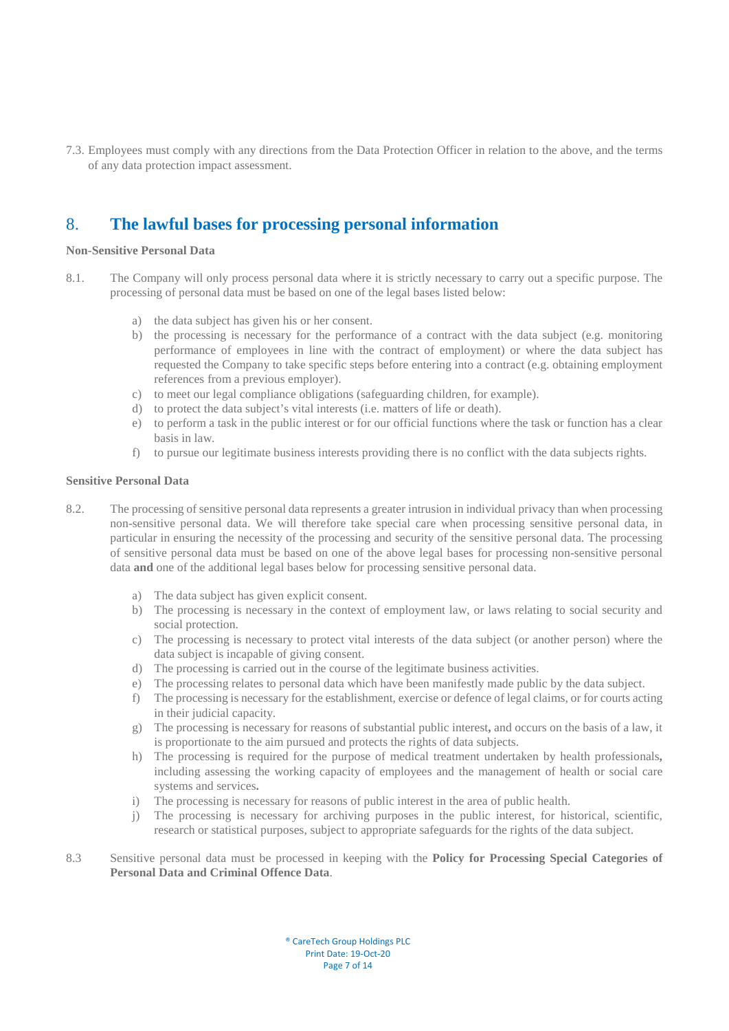7.3. Employees must comply with any directions from the Data Protection Officer in relation to the above, and the terms of any data protection impact assessment.

## 8. The lawful bases for processing personal information

**Non-Sensitive Personal Data**

8.1. The Company will only process personal data where it is strictly necessary to carry out a specific purpose. The processing of personal data must be based on one of the legal bases listed below:

a) the data subject has given his or her consent.
b) the processing is necessary for the performance of a contract with the data subject (e.g. monitoring performance of employees in line with the contract of employment) or where the data subject has requested the Company to take specific steps before entering into a contract (e.g. obtaining employment references from a previous employer).
c) to meet our legal compliance obligations (safeguarding children, for example).
d) to protect the data subject's vital interests (i.e. matters of life or death).
e) to perform a task in the public interest or for our official functions where the task or function has a clear basis in law.
f) to pursue our legitimate business interests providing there is no conflict with the data subjects rights.

**Sensitive Personal Data**

8.2. The processing of sensitive personal data represents a greater intrusion in individual privacy than when processing non-sensitive personal data. We will therefore take special care when processing sensitive personal data, in particular in ensuring the necessity of the processing and security of the sensitive personal data. The processing of sensitive personal data must be based on one of the above legal bases for processing non-sensitive personal data **and** one of the additional legal bases below for processing sensitive personal data.

a) The data subject has given explicit consent.
b) The processing is necessary in the context of employment law, or laws relating to social security and social protection.
c) The processing is necessary to protect vital interests of the data subject (or another person) where the data subject is incapable of giving consent.
d) The processing is carried out in the course of the legitimate business activities.
e) The processing relates to personal data which have been manifestly made public by the data subject.
f) The processing is necessary for the establishment, exercise or defence of legal claims, or for courts acting in their judicial capacity.
g) The processing is necessary for reasons of substantial public interest**,** and occurs on the basis of a law, it is proportionate to the aim pursued and protects the rights of data subjects.
h) The processing is required for the purpose of medical treatment undertaken by health professionals**,** including assessing the working capacity of employees and the management of health or social care systems and services**.**
i) The processing is necessary for reasons of public interest in the area of public health.
j) The processing is necessary for archiving purposes in the public interest, for historical, scientific, research or statistical purposes, subject to appropriate safeguards for the rights of the data subject.

8.3 Sensitive personal data must be processed in keeping with the **Policy for Processing Special Categories of Personal Data and Criminal Offence Data**.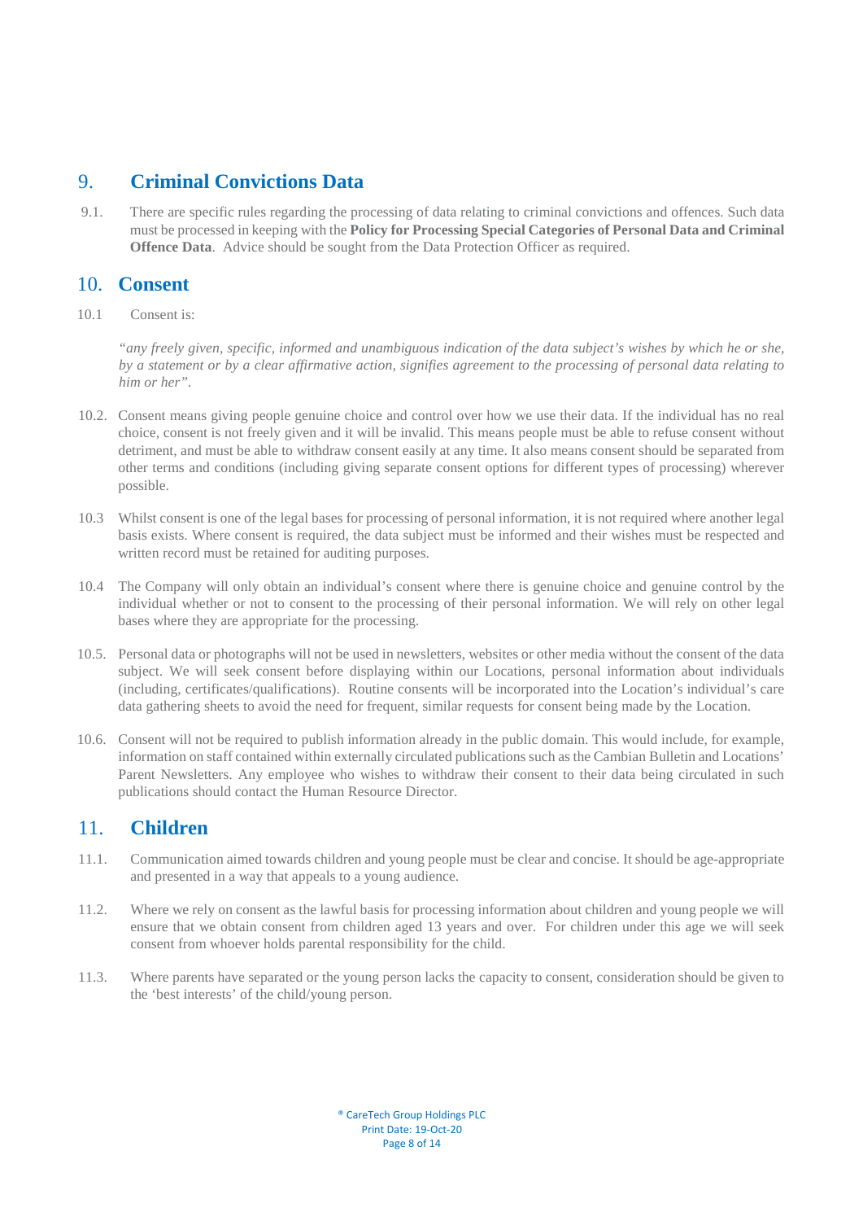## 9. Criminal Convictions Data

9.1. There are specific rules regarding the processing of data relating to criminal convictions and offences. Such data must be processed in keeping with the **Policy for Processing Special Categories of Personal Data and Criminal Offence Data**. Advice should be sought from the Data Protection Officer as required.

## 10. Consent

10.1 Consent is:

*"any freely given, specific, informed and unambiguous indication of the data subject's wishes by which he or she, by a statement or by a clear affirmative action, signifies agreement to the processing of personal data relating to him or her".*

10.2. Consent means giving people genuine choice and control over how we use their data. If the individual has no real choice, consent is not freely given and it will be invalid. This means people must be able to refuse consent without detriment, and must be able to withdraw consent easily at any time. It also means consent should be separated from other terms and conditions (including giving separate consent options for different types of processing) wherever possible.

10.3 Whilst consent is one of the legal bases for processing of personal information, it is not required where another legal basis exists. Where consent is required, the data subject must be informed and their wishes must be respected and written record must be retained for auditing purposes.

10.4 The Company will only obtain an individual's consent where there is genuine choice and genuine control by the individual whether or not to consent to the processing of their personal information. We will rely on other legal bases where they are appropriate for the processing.

10.5. Personal data or photographs will not be used in newsletters, websites or other media without the consent of the data subject. We will seek consent before displaying within our Locations, personal information about individuals (including, certificates/qualifications). Routine consents will be incorporated into the Location's individual's care data gathering sheets to avoid the need for frequent, similar requests for consent being made by the Location.

10.6. Consent will not be required to publish information already in the public domain. This would include, for example, information on staff contained within externally circulated publications such as the Cambian Bulletin and Locations' Parent Newsletters. Any employee who wishes to withdraw their consent to their data being circulated in such publications should contact the Human Resource Director.

## 11. Children

11.1. Communication aimed towards children and young people must be clear and concise. It should be age-appropriate and presented in a way that appeals to a young audience.

11.2. Where we rely on consent as the lawful basis for processing information about children and young people we will ensure that we obtain consent from children aged 13 years and over. For children under this age we will seek consent from whoever holds parental responsibility for the child.

11.3. Where parents have separated or the young person lacks the capacity to consent, consideration should be given to the 'best interests' of the child/young person.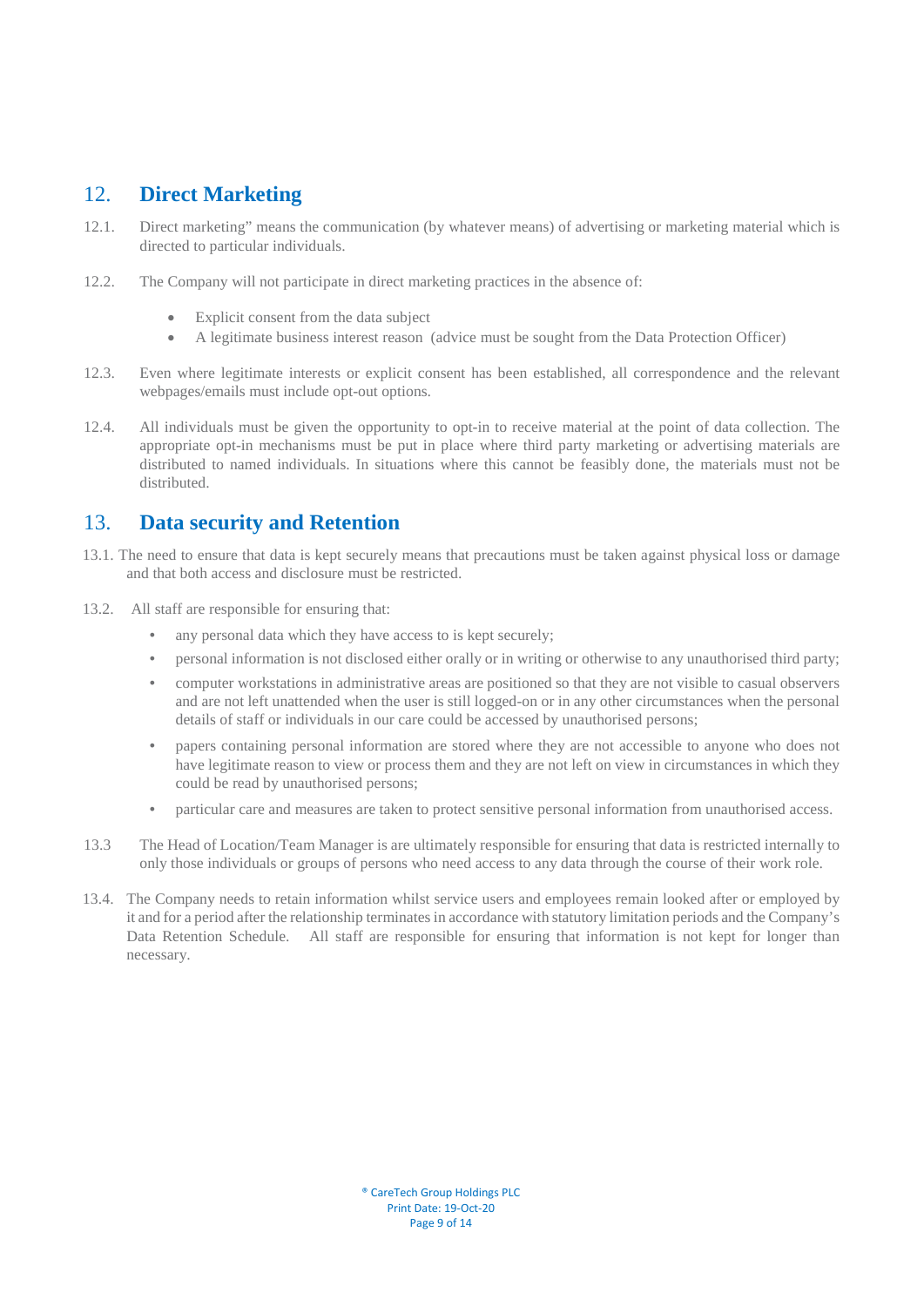## 12. Direct Marketing

12.1. Direct marketing" means the communication (by whatever means) of advertising or marketing material which is directed to particular individuals.

12.2. The Company will not participate in direct marketing practices in the absence of:

- Explicit consent from the data subject
- A legitimate business interest reason (advice must be sought from the Data Protection Officer)

12.3. Even where legitimate interests or explicit consent has been established, all correspondence and the relevant webpages/emails must include opt-out options.

12.4. All individuals must be given the opportunity to opt-in to receive material at the point of data collection. The appropriate opt-in mechanisms must be put in place where third party marketing or advertising materials are distributed to named individuals. In situations where this cannot be feasibly done, the materials must not be distributed.

## 13. Data security and Retention

13.1. The need to ensure that data is kept securely means that precautions must be taken against physical loss or damage and that both access and disclosure must be restricted.

13.2. All staff are responsible for ensuring that:

- any personal data which they have access to is kept securely;
- personal information is not disclosed either orally or in writing or otherwise to any unauthorised third party;
- computer workstations in administrative areas are positioned so that they are not visible to casual observers and are not left unattended when the user is still logged-on or in any other circumstances when the personal details of staff or individuals in our care could be accessed by unauthorised persons;
- papers containing personal information are stored where they are not accessible to anyone who does not have legitimate reason to view or process them and they are not left on view in circumstances in which they could be read by unauthorised persons;
- particular care and measures are taken to protect sensitive personal information from unauthorised access.

13.3 The Head of Location/Team Manager is are ultimately responsible for ensuring that data is restricted internally to only those individuals or groups of persons who need access to any data through the course of their work role.

13.4. The Company needs to retain information whilst service users and employees remain looked after or employed by it and for a period after the relationship terminates in accordance with statutory limitation periods and the Company's Data Retention Schedule. All staff are responsible for ensuring that information is not kept for longer than necessary.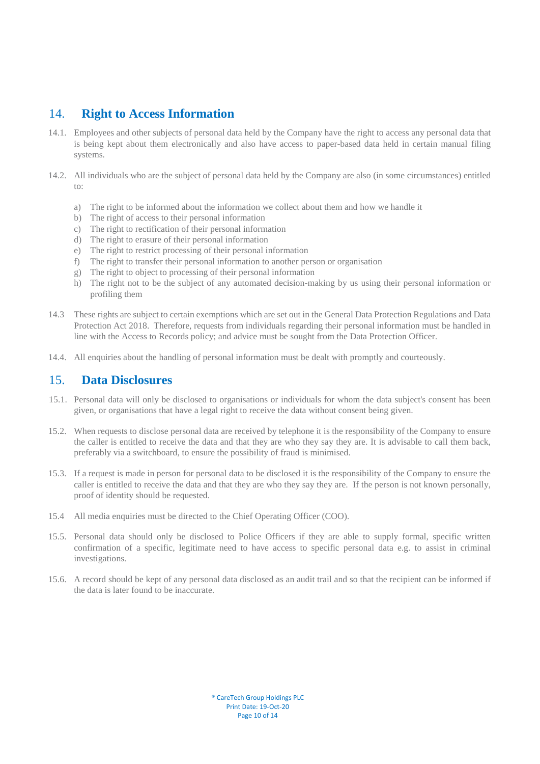## 14. Right to Access Information

14.1. Employees and other subjects of personal data held by the Company have the right to access any personal data that is being kept about them electronically and also have access to paper-based data held in certain manual filing systems.

14.2. All individuals who are the subject of personal data held by the Company are also (in some circumstances) entitled to:

a) The right to be informed about the information we collect about them and how we handle it
b) The right of access to their personal information
c) The right to rectification of their personal information
d) The right to erasure of their personal information
e) The right to restrict processing of their personal information
f) The right to transfer their personal information to another person or organisation
g) The right to object to processing of their personal information
h) The right not to be the subject of any automated decision-making by us using their personal information or profiling them

14.3 These rights are subject to certain exemptions which are set out in the General Data Protection Regulations and Data Protection Act 2018. Therefore, requests from individuals regarding their personal information must be handled in line with the Access to Records policy; and advice must be sought from the Data Protection Officer.

14.4. All enquiries about the handling of personal information must be dealt with promptly and courteously.

## 15. Data Disclosures

15.1. Personal data will only be disclosed to organisations or individuals for whom the data subject's consent has been given, or organisations that have a legal right to receive the data without consent being given.

15.2. When requests to disclose personal data are received by telephone it is the responsibility of the Company to ensure the caller is entitled to receive the data and that they are who they say they are. It is advisable to call them back, preferably via a switchboard, to ensure the possibility of fraud is minimised.

15.3. If a request is made in person for personal data to be disclosed it is the responsibility of the Company to ensure the caller is entitled to receive the data and that they are who they say they are. If the person is not known personally, proof of identity should be requested.

15.4 All media enquiries must be directed to the Chief Operating Officer (COO).

15.5. Personal data should only be disclosed to Police Officers if they are able to supply formal, specific written confirmation of a specific, legitimate need to have access to specific personal data e.g. to assist in criminal investigations.

15.6. A record should be kept of any personal data disclosed as an audit trail and so that the recipient can be informed if the data is later found to be inaccurate.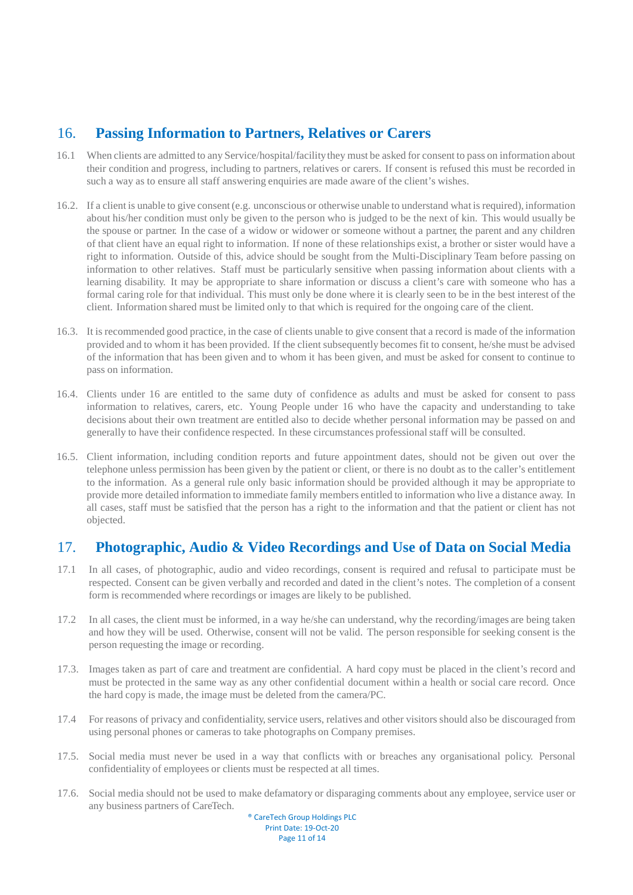## 16. Passing Information to Partners, Relatives or Carers

16.1 When clients are admitted to any Service/hospital/facility they must be asked for consent to pass on information about their condition and progress, including to partners, relatives or carers. If consent is refused this must be recorded in such a way as to ensure all staff answering enquiries are made aware of the client's wishes.

16.2. If a client is unable to give consent (e.g. unconscious or otherwise unable to understand what is required), information about his/her condition must only be given to the person who is judged to be the next of kin. This would usually be the spouse or partner. In the case of a widow or widower or someone without a partner, the parent and any children of that client have an equal right to information. If none of these relationships exist, a brother or sister would have a right to information. Outside of this, advice should be sought from the Multi-Disciplinary Team before passing on information to other relatives. Staff must be particularly sensitive when passing information about clients with a learning disability. It may be appropriate to share information or discuss a client's care with someone who has a formal caring role for that individual. This must only be done where it is clearly seen to be in the best interest of the client. Information shared must be limited only to that which is required for the ongoing care of the client.

16.3. It is recommended good practice, in the case of clients unable to give consent that a record is made of the information provided and to whom it has been provided. If the client subsequently becomes fit to consent, he/she must be advised of the information that has been given and to whom it has been given, and must be asked for consent to continue to pass on information.

16.4. Clients under 16 are entitled to the same duty of confidence as adults and must be asked for consent to pass information to relatives, carers, etc. Young People under 16 who have the capacity and understanding to take decisions about their own treatment are entitled also to decide whether personal information may be passed on and generally to have their confidence respected. In these circumstances professional staff will be consulted.

16.5. Client information, including condition reports and future appointment dates, should not be given out over the telephone unless permission has been given by the patient or client, or there is no doubt as to the caller's entitlement to the information. As a general rule only basic information should be provided although it may be appropriate to provide more detailed information to immediate family members entitled to information who live a distance away. In all cases, staff must be satisfied that the person has a right to the information and that the patient or client has not objected.

## 17. Photographic, Audio & Video Recordings and Use of Data on Social Media

17.1 In all cases, of photographic, audio and video recordings, consent is required and refusal to participate must be respected. Consent can be given verbally and recorded and dated in the client's notes. The completion of a consent form is recommended where recordings or images are likely to be published.

17.2 In all cases, the client must be informed, in a way he/she can understand, why the recording/images are being taken and how they will be used. Otherwise, consent will not be valid. The person responsible for seeking consent is the person requesting the image or recording.

17.3. Images taken as part of care and treatment are confidential. A hard copy must be placed in the client's record and must be protected in the same way as any other confidential document within a health or social care record. Once the hard copy is made, the image must be deleted from the camera/PC.

17.4 For reasons of privacy and confidentiality, service users, relatives and other visitors should also be discouraged from using personal phones or cameras to take photographs on Company premises.

17.5. Social media must never be used in a way that conflicts with or breaches any organisational policy. Personal confidentiality of employees or clients must be respected at all times.

17.6. Social media should not be used to make defamatory or disparaging comments about any employee, service user or any business partners of CareTech.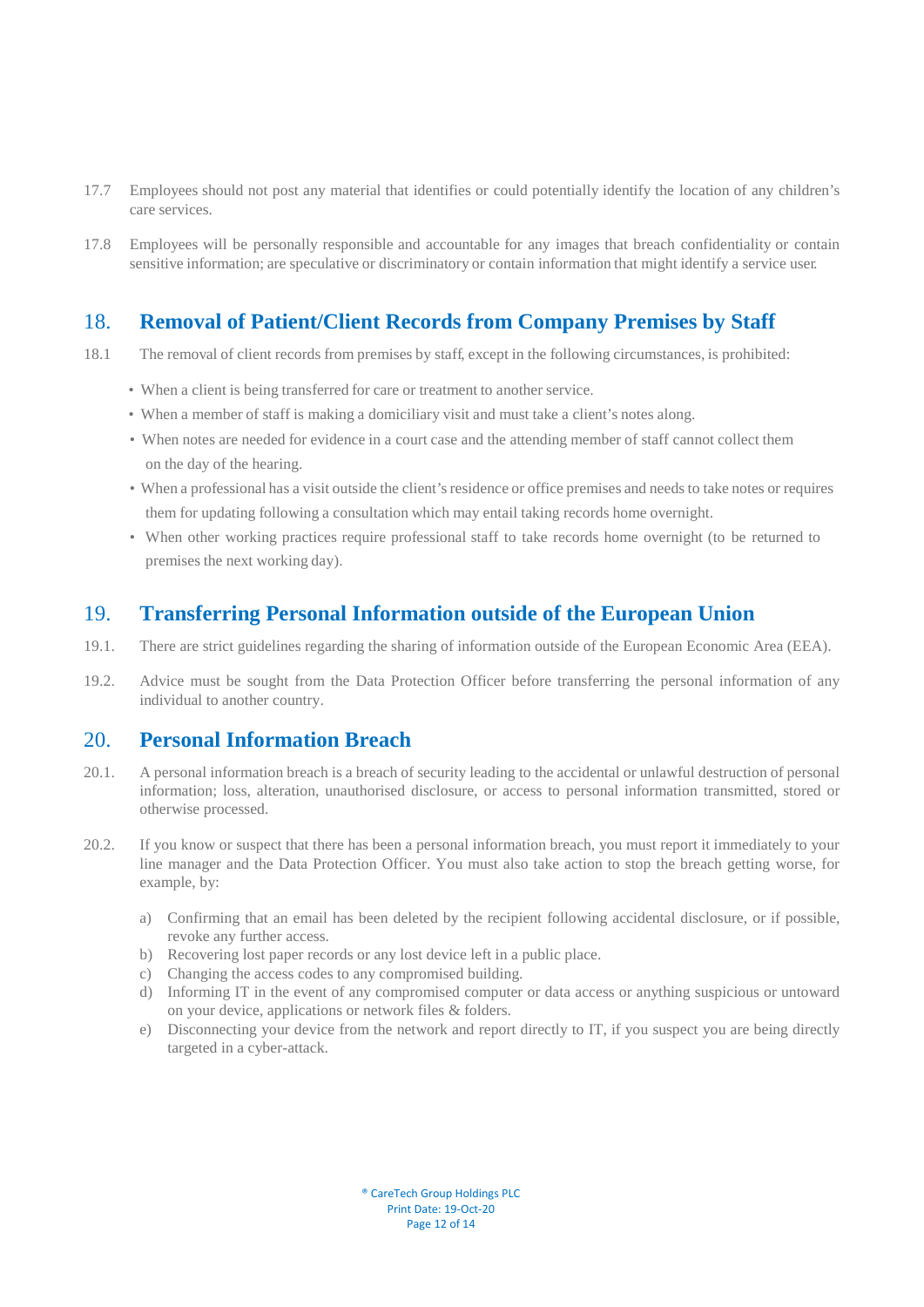17.7 Employees should not post any material that identifies or could potentially identify the location of any children's care services.

17.8 Employees will be personally responsible and accountable for any images that breach confidentiality or contain sensitive information; are speculative or discriminatory or contain information that might identify a service user.

## 18. Removal of Patient/Client Records from Company Premises by Staff

18.1 The removal of client records from premises by staff, except in the following circumstances, is prohibited:

- When a client is being transferred for care or treatment to another service.
- When a member of staff is making a domiciliary visit and must take a client's notes along.
- When notes are needed for evidence in a court case and the attending member of staff cannot collect them on the day of the hearing.
- When a professional has a visit outside the client's residence or office premises and needs to take notes or requires them for updating following a consultation which may entail taking records home overnight.
- When other working practices require professional staff to take records home overnight (to be returned to premises the next working day).

## 19. Transferring Personal Information outside of the European Union

19.1. There are strict guidelines regarding the sharing of information outside of the European Economic Area (EEA).

19.2. Advice must be sought from the Data Protection Officer before transferring the personal information of any individual to another country.

## 20. Personal Information Breach

20.1. A personal information breach is a breach of security leading to the accidental or unlawful destruction of personal information; loss, alteration, unauthorised disclosure, or access to personal information transmitted, stored or otherwise processed.

20.2. If you know or suspect that there has been a personal information breach, you must report it immediately to your line manager and the Data Protection Officer. You must also take action to stop the breach getting worse, for example, by:

a) Confirming that an email has been deleted by the recipient following accidental disclosure, or if possible, revoke any further access.
b) Recovering lost paper records or any lost device left in a public place.
c) Changing the access codes to any compromised building.
d) Informing IT in the event of any compromised computer or data access or anything suspicious or untoward on your device, applications or network files & folders.
e) Disconnecting your device from the network and report directly to IT, if you suspect you are being directly targeted in a cyber-attack.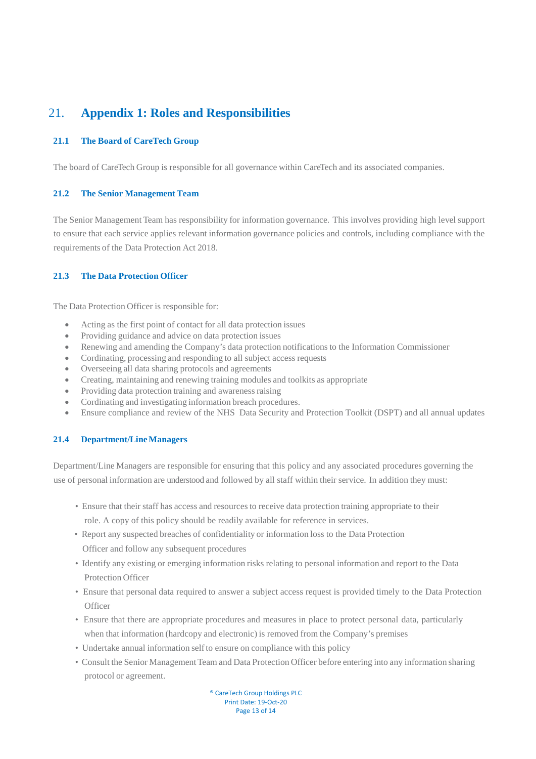# 21. Appendix 1: Roles and Responsibilities

## 21.1 The Board of CareTech Group

The board of CareTech Group is responsible for all governance within CareTech and its associated companies.

## 21.2 The Senior Management Team

The Senior Management Team has responsibility for information governance. This involves providing high level support to ensure that each service applies relevant information governance policies and controls, including compliance with the requirements of the Data Protection Act 2018.

## 21.3 The Data Protection Officer

The Data Protection Officer is responsible for:

- Acting as the first point of contact for all data protection issues
- Providing guidance and advice on data protection issues
- Renewing and amending the Company's data protection notifications to the Information Commissioner
- Cordinating, processing and responding to all subject access requests
- Overseeing all data sharing protocols and agreements
- Creating, maintaining and renewing training modules and toolkits as appropriate
- Providing data protection training and awareness raising
- Cordinating and investigating information breach procedures.
- Ensure compliance and review of the NHS Data Security and Protection Toolkit (DSPT) and all annual updates

## 21.4 Department/Line Managers

Department/Line Managers are responsible for ensuring that this policy and any associated procedures governing the use of personal information are understood and followed by all staff within their service. In addition they must:

- Ensure that their staff has access and resources to receive data protection training appropriate to their role. A copy of this policy should be readily available for reference in services.
- Report any suspected breaches of confidentiality or information loss to the Data Protection Officer and follow any subsequent procedures
- Identify any existing or emerging information risks relating to personal information and report to the Data Protection Officer
- Ensure that personal data required to answer a subject access request is provided timely to the Data Protection Officer
- Ensure that there are appropriate procedures and measures in place to protect personal data, particularly when that information (hardcopy and electronic) is removed from the Company's premises
- Undertake annual information self to ensure on compliance with this policy
- Consult the Senior Management Team and Data Protection Officer before entering into any information sharing protocol or agreement.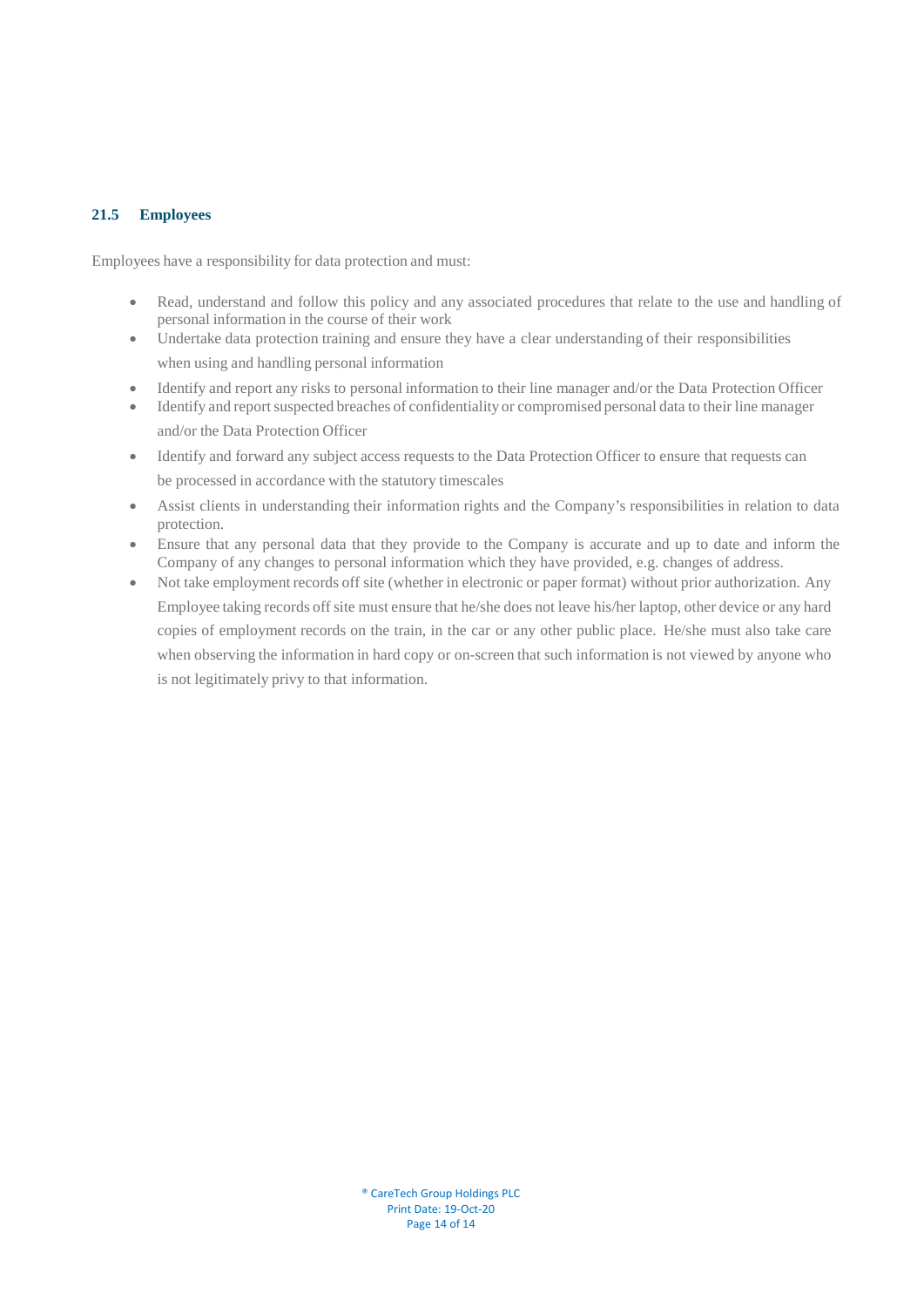### 21.5 Employees

Employees have a responsibility for data protection and must:

- Read, understand and follow this policy and any associated procedures that relate to the use and handling of personal information in the course of their work
- Undertake data protection training and ensure they have a clear understanding of their responsibilities when using and handling personal information
- Identify and report any risks to personal information to their line manager and/or the Data Protection Officer
- Identify and report suspected breaches of confidentiality or compromised personal data to their line manager and/or the Data Protection Officer
- Identify and forward any subject access requests to the Data Protection Officer to ensure that requests can be processed in accordance with the statutory timescales
- Assist clients in understanding their information rights and the Company's responsibilities in relation to data protection.
- Ensure that any personal data that they provide to the Company is accurate and up to date and inform the Company of any changes to personal information which they have provided, e.g. changes of address.
- Not take employment records off site (whether in electronic or paper format) without prior authorization. Any Employee taking records off site must ensure that he/she does not leave his/her laptop, other device or any hard copies of employment records on the train, in the car or any other public place. He/she must also take care when observing the information in hard copy or on-screen that such information is not viewed by anyone who is not legitimately privy to that information.